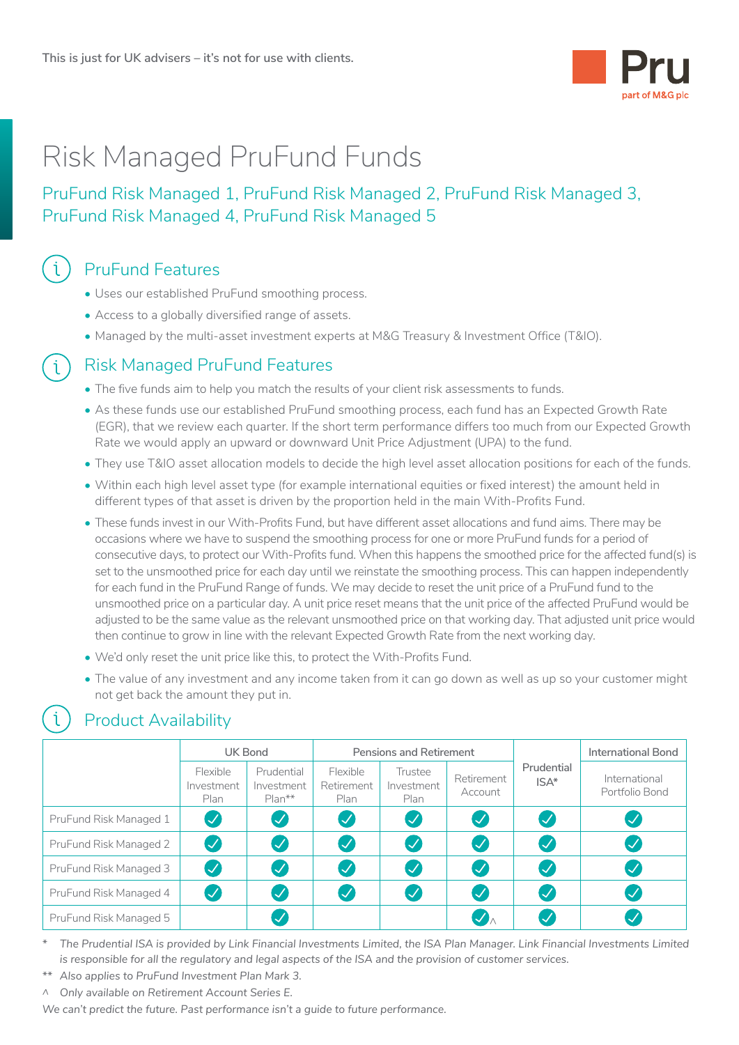This is just for UK advisers – it's not for use with clients.

# Risk Managed PruFund Funds

PruFund Risk Managed 1, PruFund Risk Managed 2, PruFund Risk Managed 3, PruFund Risk Managed 4, PruFund Risk Managed 5

## PruFund Features

- Uses our established PruFund smoothing process.
- Access to a globally diversified range of assets.
- Managed by the multi-asset investment experts at M&G Treasury & Investment Office (T&IO).

## Risk Managed PruFund Features

- The five funds aim to help you match the results of your client risk assessments to funds.
- As these funds use our established PruFund smoothing process, each fund has an Expected Growth Rate (EGR), that we review each quarter. If the short term performance differs too much from our Expected Growth Rate we would apply an upward or downward Unit Price Adjustment (UPA) to the fund.
- They use T&IO asset allocation models to decide the high level asset allocation positions for each of the funds.
- Within each high level asset type (for example international equities or fixed interest) the amount held in different types of that asset is driven by the proportion held in the main With-Profits Fund.
- These funds invest in our With-Profits Fund, but have different asset allocations and fund aims. There may be occasions where we have to suspend the smoothing process for one or more PruFund funds for a period of consecutive days, to protect our With-Profits fund. When this happens the smoothed price for the affected fund(s) is set to the unsmoothed price for each day until we reinstate the smoothing process. This can happen independently for each fund in the PruFund Range of funds. We may decide to reset the unit price of a PruFund fund to the unsmoothed price on a particular day. A unit price reset means that the unit price of the affected PruFund would be adjusted to be the same value as the relevant unsmoothed price on that working day. That adjusted unit price would then continue to grow in line with the relevant Expected Growth Rate from the next working day.
- We'd only reset the unit price like this, to protect the With-Profits Fund.
- The value of any investment and any income taken from it can go down as well as up so your customer might not get back the amount they put in.

## Product Availability

| | UK Bond | | Pensions and Retirement | | | Prudential ISA* | International Bond |
|---|---|---|---|---|---|---|---|
| | Flexible Investment Plan | Prudential Investment Plan** | Flexible Retirement Plan | Trustee Investment Plan | Retirement Account | | International Portfolio Bond |
| PruFund Risk Managed 1 | ✓ | ✓ | ✓ | ✓ | ✓ | ✓ | ✓ |
| PruFund Risk Managed 2 | ✓ | ✓ | ✓ | ✓ | ✓ | ✓ | ✓ |
| PruFund Risk Managed 3 | ✓ | ✓ | ✓ | ✓ | ✓ | ✓ | ✓ |
| PruFund Risk Managed 4 | ✓ | ✓ | ✓ | ✓ | ✓ | ✓ | ✓ |
| PruFund Risk Managed 5 | | ✓ | | | ✓^ | ✓ | ✓ |

\* *The Prudential ISA is provided by Link Financial Investments Limited, the ISA Plan Manager. Link Financial Investments Limited is responsible for all the regulatory and legal aspects of the ISA and the provision of customer services.*

\*\* *Also applies to PruFund Investment Plan Mark 3.*

^ *Only available on Retirement Account Series E.*

*We can't predict the future. Past performance isn't a guide to future performance.*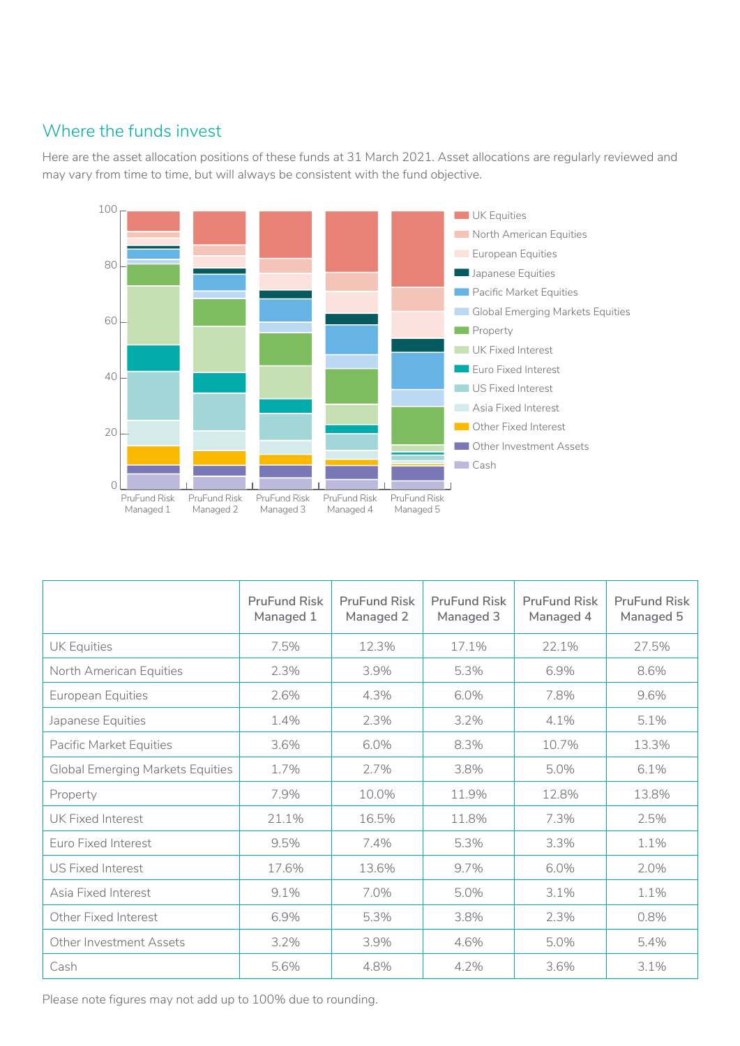## Where the funds invest

Here are the asset allocation positions of these funds at 31 March 2021. Asset allocations are regularly reviewed and may vary from time to time, but will always be consistent with the fund objective.

| | PruFund Risk Managed 1 | PruFund Risk Managed 2 | PruFund Risk Managed 3 | PruFund Risk Managed 4 | PruFund Risk Managed 5 |
|---|---|---|---|---|---|
| UK Equities | 7.5% | 12.3% | 17.1% | 22.1% | 27.5% |
| North American Equities | 2.3% | 3.9% | 5.3% | 6.9% | 8.6% |
| European Equities | 2.6% | 4.3% | 6.0% | 7.8% | 9.6% |
| Japanese Equities | 1.4% | 2.3% | 3.2% | 4.1% | 5.1% |
| Pacific Market Equities | 3.6% | 6.0% | 8.3% | 10.7% | 13.3% |
| Global Emerging Markets Equities | 1.7% | 2.7% | 3.8% | 5.0% | 6.1% |
| Property | 7.9% | 10.0% | 11.9% | 12.8% | 13.8% |
| UK Fixed Interest | 21.1% | 16.5% | 11.8% | 7.3% | 2.5% |
| Euro Fixed Interest | 9.5% | 7.4% | 5.3% | 3.3% | 1.1% |
| US Fixed Interest | 17.6% | 13.6% | 9.7% | 6.0% | 2.0% |
| Asia Fixed Interest | 9.1% | 7.0% | 5.0% | 3.1% | 1.1% |
| Other Fixed Interest | 6.9% | 5.3% | 3.8% | 2.3% | 0.8% |
| Other Investment Assets | 3.2% | 3.9% | 4.6% | 5.0% | 5.4% |
| Cash | 5.6% | 4.8% | 4.2% | 3.6% | 3.1% |

Please note figures may not add up to 100% due to rounding.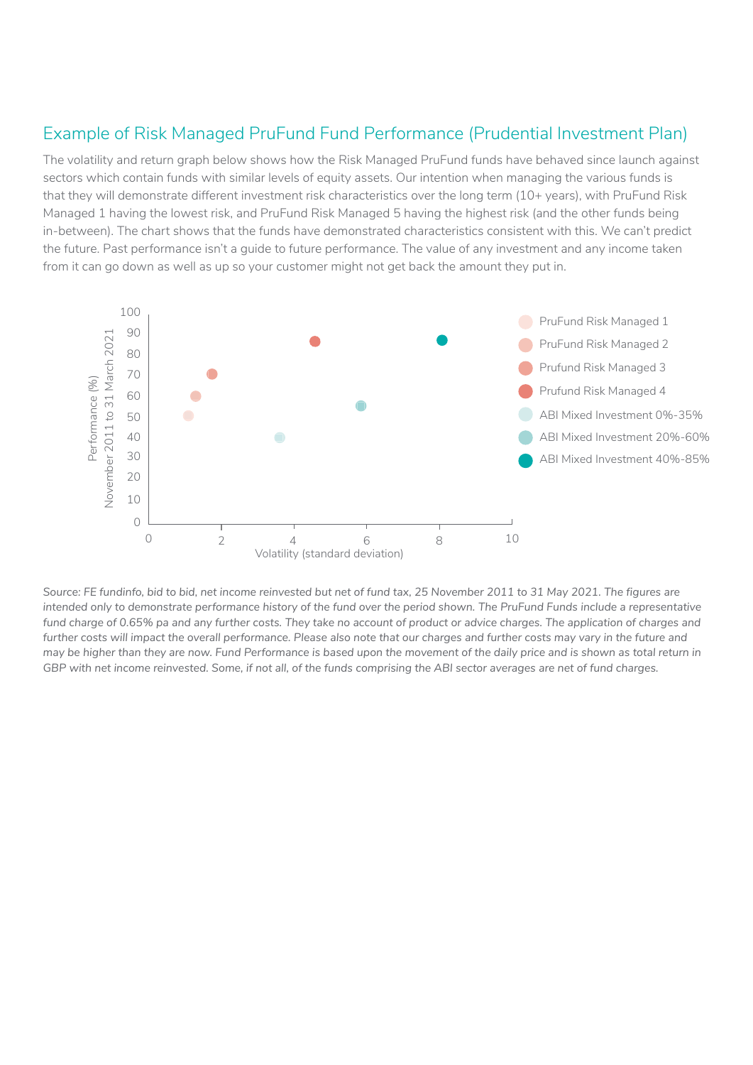## Example of Risk Managed PruFund Fund Performance (Prudential Investment Plan)

The volatility and return graph below shows how the Risk Managed PruFund funds have behaved since launch against sectors which contain funds with similar levels of equity assets. Our intention when managing the various funds is that they will demonstrate different investment risk characteristics over the long term (10+ years), with PruFund Risk Managed 1 having the lowest risk, and PruFund Risk Managed 5 having the highest risk (and the other funds being in-between). The chart shows that the funds have demonstrated characteristics consistent with this. We can't predict the future. Past performance isn't a guide to future performance. The value of any investment and any income taken from it can go down as well as up so your customer might not get back the amount they put in.

*Source: FE fundinfo, bid to bid, net income reinvested but net of fund tax, 25 November 2011 to 31 May 2021. The figures are intended only to demonstrate performance history of the fund over the period shown. The PruFund Funds include a representative fund charge of 0.65% pa and any further costs. They take no account of product or advice charges. The application of charges and further costs will impact the overall performance. Please also note that our charges and further costs may vary in the future and may be higher than they are now. Fund Performance is based upon the movement of the daily price and is shown as total return in GBP with net income reinvested. Some, if not all, of the funds comprising the ABI sector averages are net of fund charges.*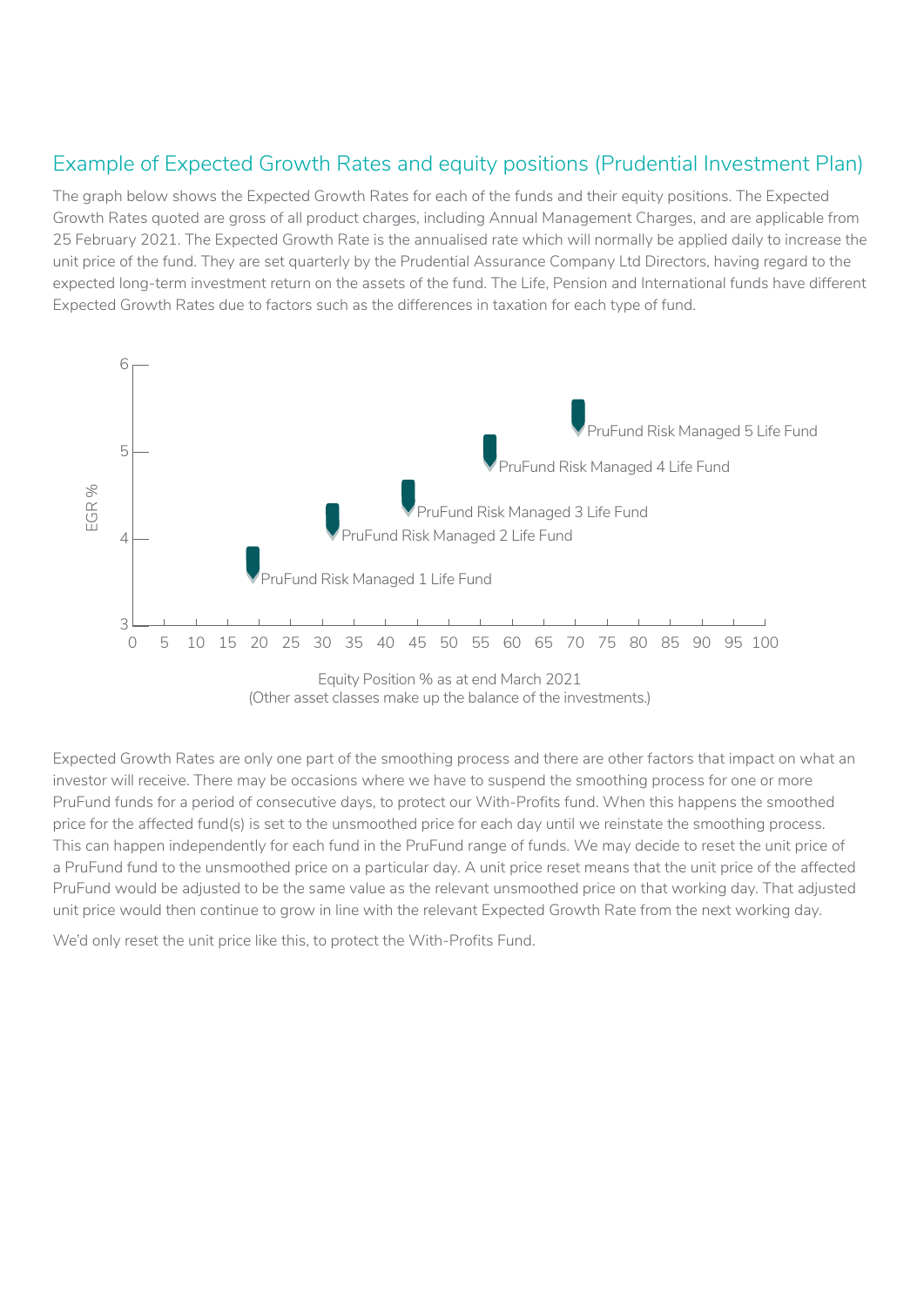## Example of Expected Growth Rates and equity positions (Prudential Investment Plan)

The graph below shows the Expected Growth Rates for each of the funds and their equity positions. The Expected Growth Rates quoted are gross of all product charges, including Annual Management Charges, and are applicable from 25 February 2021. The Expected Growth Rate is the annualised rate which will normally be applied daily to increase the unit price of the fund. They are set quarterly by the Prudential Assurance Company Ltd Directors, having regard to the expected long-term investment return on the assets of the fund. The Life, Pension and International funds have different Expected Growth Rates due to factors such as the differences in taxation for each type of fund.

EGR %

- PruFund Risk Managed 5 Life Fund
- PruFund Risk Managed 4 Life Fund
- PruFund Risk Managed 3 Life Fund
- PruFund Risk Managed 2 Life Fund
- PruFund Risk Managed 1 Life Fund

Equity Position % as at end March 2021
(Other asset classes make up the balance of the investments.)

Expected Growth Rates are only one part of the smoothing process and there are other factors that impact on what an investor will receive. There may be occasions where we have to suspend the smoothing process for one or more PruFund funds for a period of consecutive days, to protect our With-Profits fund. When this happens the smoothed price for the affected fund(s) is set to the unsmoothed price for each day until we reinstate the smoothing process. This can happen independently for each fund in the PruFund range of funds. We may decide to reset the unit price of a PruFund fund to the unsmoothed price on a particular day. A unit price reset means that the unit price of the affected PruFund would be adjusted to be the same value as the relevant unsmoothed price on that working day. That adjusted unit price would then continue to grow in line with the relevant Expected Growth Rate from the next working day.

We'd only reset the unit price like this, to protect the With-Profits Fund.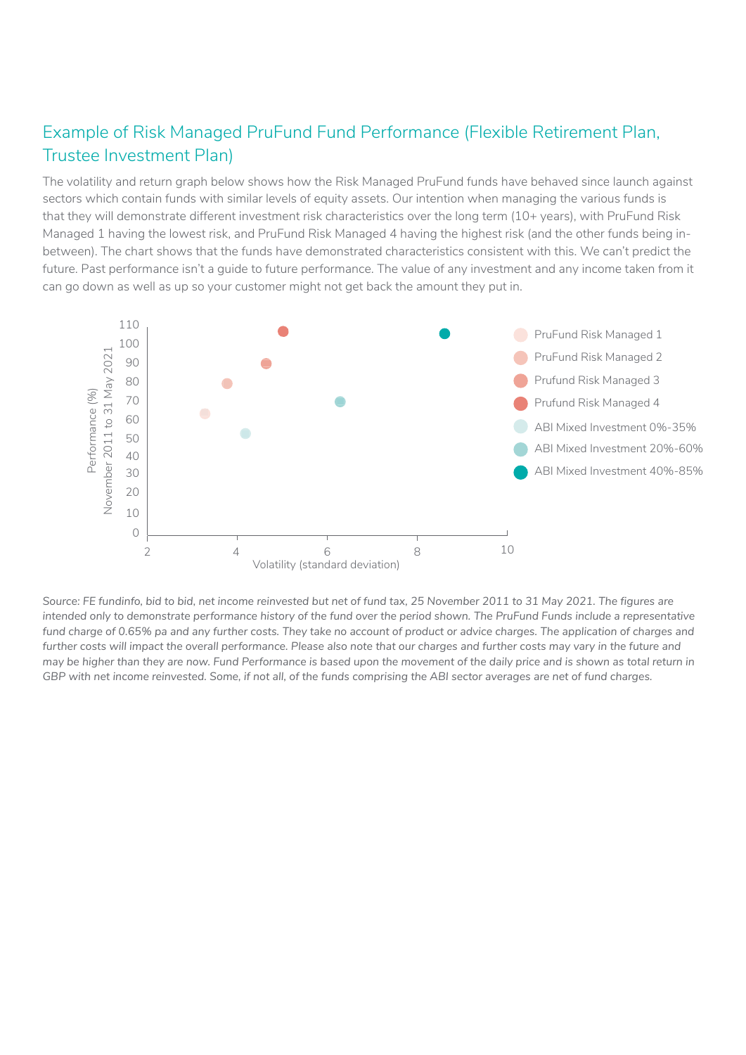## Example of Risk Managed PruFund Fund Performance (Flexible Retirement Plan, Trustee Investment Plan)

The volatility and return graph below shows how the Risk Managed PruFund funds have behaved since launch against sectors which contain funds with similar levels of equity assets. Our intention when managing the various funds is that they will demonstrate different investment risk characteristics over the long term (10+ years), with PruFund Risk Managed 1 having the lowest risk, and PruFund Risk Managed 4 having the highest risk (and the other funds being in-between). The chart shows that the funds have demonstrated characteristics consistent with this. We can't predict the future. Past performance isn't a guide to future performance. The value of any investment and any income taken from it can go down as well as up so your customer might not get back the amount they put in.

Performance (%) November 2011 to 31 May 2021

Volatility (standard deviation)

- PruFund Risk Managed 1
- PruFund Risk Managed 2
- Prufund Risk Managed 3
- Prufund Risk Managed 4
- ABI Mixed Investment 0%-35%
- ABI Mixed Investment 20%-60%
- ABI Mixed Investment 40%-85%

*Source: FE fundinfo, bid to bid, net income reinvested but net of fund tax, 25 November 2011 to 31 May 2021. The figures are intended only to demonstrate performance history of the fund over the period shown. The PruFund Funds include a representative fund charge of 0.65% pa and any further costs. They take no account of product or advice charges. The application of charges and further costs will impact the overall performance. Please also note that our charges and further costs may vary in the future and may be higher than they are now. Fund Performance is based upon the movement of the daily price and is shown as total return in GBP with net income reinvested. Some, if not all, of the funds comprising the ABI sector averages are net of fund charges.*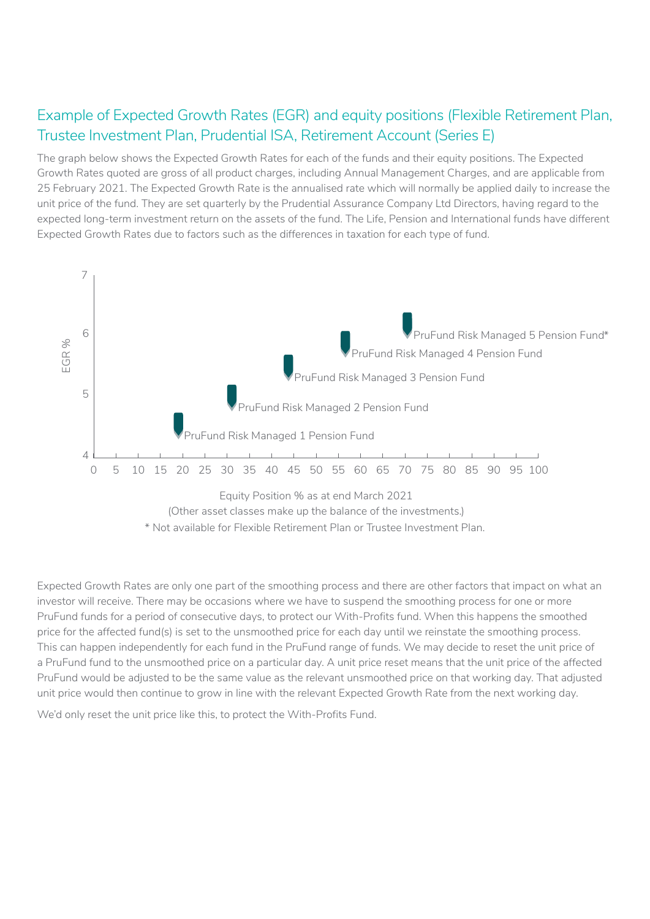## Example of Expected Growth Rates (EGR) and equity positions (Flexible Retirement Plan, Trustee Investment Plan, Prudential ISA, Retirement Account (Series E)

The graph below shows the Expected Growth Rates for each of the funds and their equity positions. The Expected Growth Rates quoted are gross of all product charges, including Annual Management Charges, and are applicable from 25 February 2021. The Expected Growth Rate is the annualised rate which will normally be applied daily to increase the unit price of the fund. They are set quarterly by the Prudential Assurance Company Ltd Directors, having regard to the expected long-term investment return on the assets of the fund. The Life, Pension and International funds have different Expected Growth Rates due to factors such as the differences in taxation for each type of fund.

EGR %

- PruFund Risk Managed 5 Pension Fund*
- PruFund Risk Managed 4 Pension Fund
- PruFund Risk Managed 3 Pension Fund
- PruFund Risk Managed 2 Pension Fund
- PruFund Risk Managed 1 Pension Fund

Equity Position % as at end March 2021

(Other asset classes make up the balance of the investments.)

* Not available for Flexible Retirement Plan or Trustee Investment Plan.

Expected Growth Rates are only one part of the smoothing process and there are other factors that impact on what an investor will receive. There may be occasions where we have to suspend the smoothing process for one or more PruFund funds for a period of consecutive days, to protect our With-Profits fund. When this happens the smoothed price for the affected fund(s) is set to the unsmoothed price for each day until we reinstate the smoothing process. This can happen independently for each fund in the PruFund range of funds. We may decide to reset the unit price of a PruFund fund to the unsmoothed price on a particular day. A unit price reset means that the unit price of the affected PruFund would be adjusted to be the same value as the relevant unsmoothed price on that working day. That adjusted unit price would then continue to grow in line with the relevant Expected Growth Rate from the next working day.

We'd only reset the unit price like this, to protect the With-Profits Fund.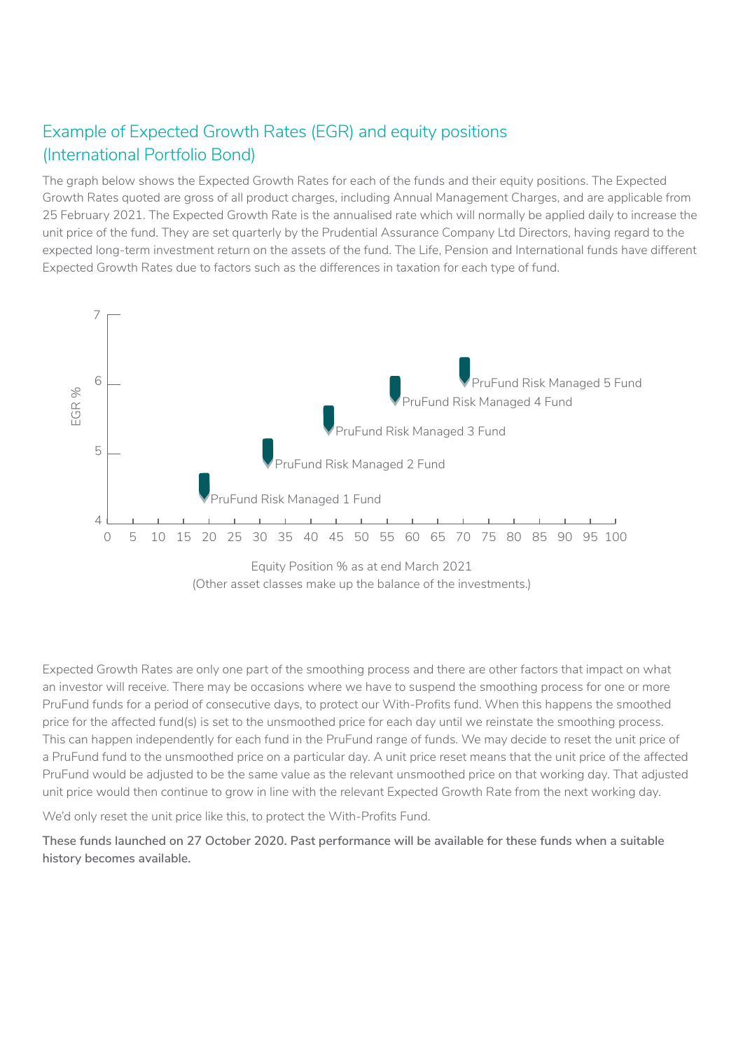## Example of Expected Growth Rates (EGR) and equity positions (International Portfolio Bond)

The graph below shows the Expected Growth Rates for each of the funds and their equity positions. The Expected Growth Rates quoted are gross of all product charges, including Annual Management Charges, and are applicable from 25 February 2021. The Expected Growth Rate is the annualised rate which will normally be applied daily to increase the unit price of the fund. They are set quarterly by the Prudential Assurance Company Ltd Directors, having regard to the expected long-term investment return on the assets of the fund. The Life, Pension and International funds have different Expected Growth Rates due to factors such as the differences in taxation for each type of fund.

EGR %

PruFund Risk Managed 5 Fund

PruFund Risk Managed 4 Fund

PruFund Risk Managed 3 Fund

PruFund Risk Managed 2 Fund

PruFund Risk Managed 1 Fund

Equity Position % as at end March 2021
(Other asset classes make up the balance of the investments.)

Expected Growth Rates are only one part of the smoothing process and there are other factors that impact on what an investor will receive. There may be occasions where we have to suspend the smoothing process for one or more PruFund funds for a period of consecutive days, to protect our With-Profits fund. When this happens the smoothed price for the affected fund(s) is set to the unsmoothed price for each day until we reinstate the smoothing process. This can happen independently for each fund in the PruFund range of funds. We may decide to reset the unit price of a PruFund fund to the unsmoothed price on a particular day. A unit price reset means that the unit price of the affected PruFund would be adjusted to be the same value as the relevant unsmoothed price on that working day. That adjusted unit price would then continue to grow in line with the relevant Expected Growth Rate from the next working day.

We'd only reset the unit price like this, to protect the With-Profits Fund.

**These funds launched on 27 October 2020. Past performance will be available for these funds when a suitable history becomes available.**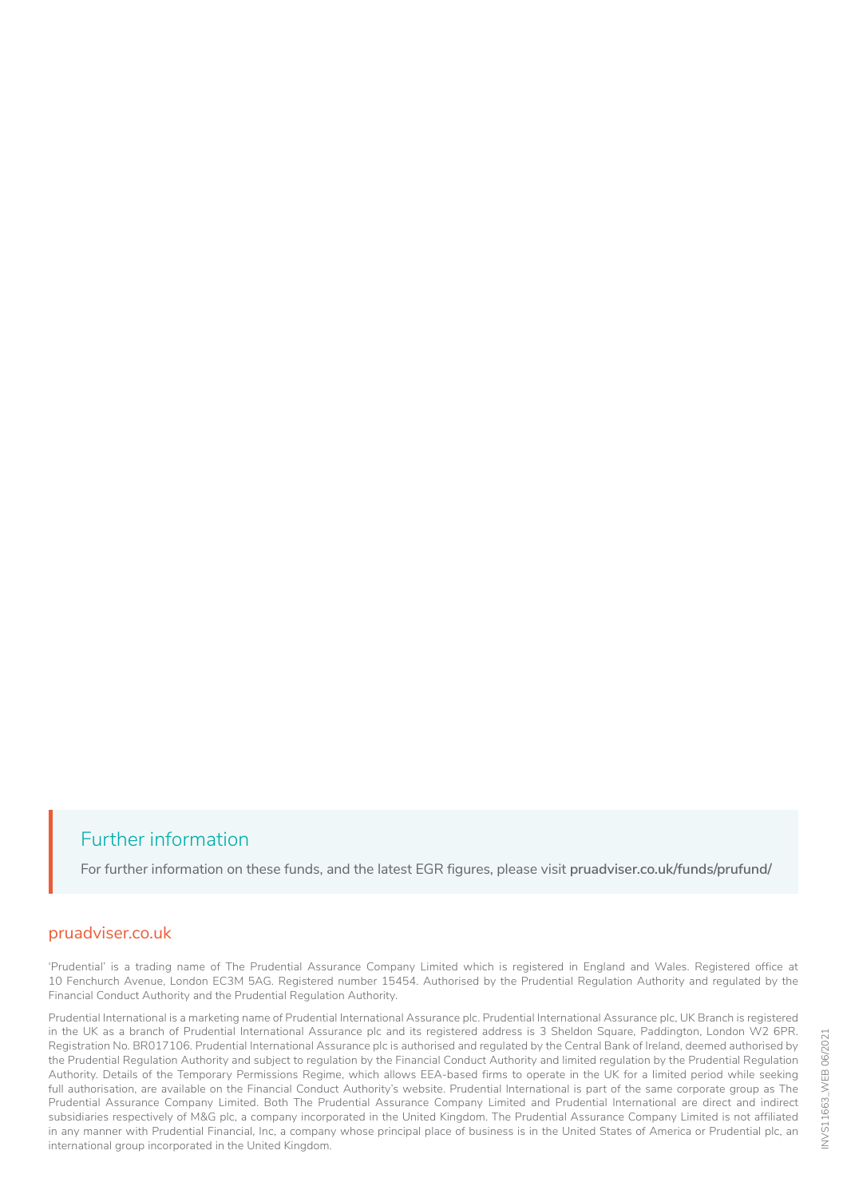## Further information

For further information on these funds, and the latest EGR figures, please visit **pruadviser.co.uk/funds/prufund/**

pruadviser.co.uk

'Prudential' is a trading name of The Prudential Assurance Company Limited which is registered in England and Wales. Registered office at 10 Fenchurch Avenue, London EC3M 5AG. Registered number 15454. Authorised by the Prudential Regulation Authority and regulated by the Financial Conduct Authority and the Prudential Regulation Authority.

Prudential International is a marketing name of Prudential International Assurance plc. Prudential International Assurance plc, UK Branch is registered in the UK as a branch of Prudential International Assurance plc and its registered address is 3 Sheldon Square, Paddington, London W2 6PR. Registration No. BR017106. Prudential International Assurance plc is authorised and regulated by the Central Bank of Ireland, deemed authorised by the Prudential Regulation Authority and subject to regulation by the Financial Conduct Authority and limited regulation by the Prudential Regulation Authority. Details of the Temporary Permissions Regime, which allows EEA-based firms to operate in the UK for a limited period while seeking full authorisation, are available on the Financial Conduct Authority's website. Prudential International is part of the same corporate group as The Prudential Assurance Company Limited. Both The Prudential Assurance Company Limited and Prudential International are direct and indirect subsidiaries respectively of M&G plc, a company incorporated in the United Kingdom. The Prudential Assurance Company Limited is not affiliated in any manner with Prudential Financial, Inc, a company whose principal place of business is in the United States of America or Prudential plc, an international group incorporated in the United Kingdom.

INVS11663_WEB 06/2021